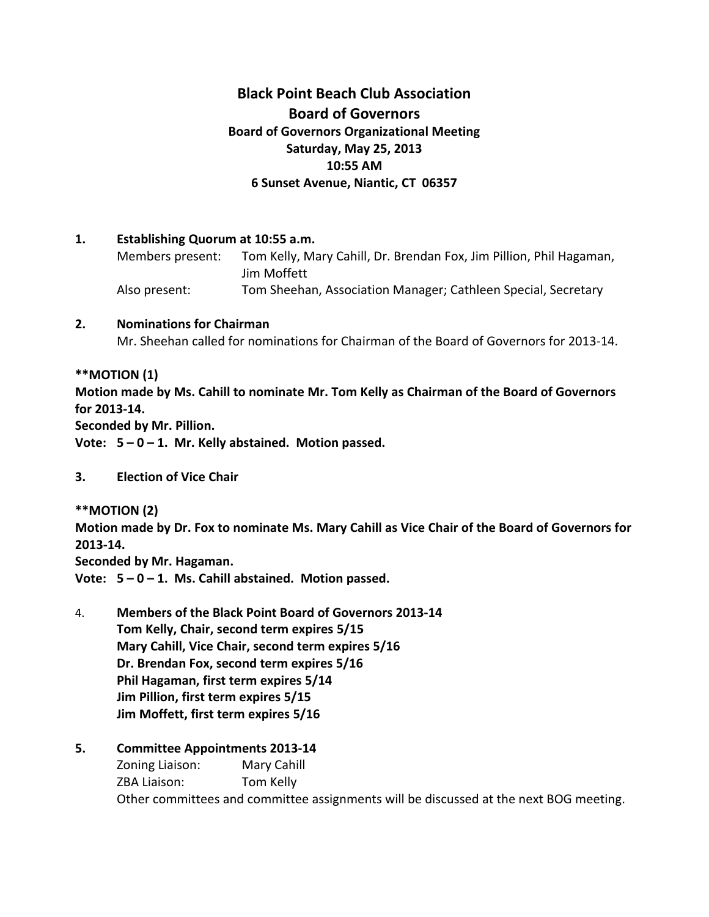# Black Point Beach Club Association
## Board of Governors
### Board of Governors Organizational Meeting
**Saturday, May 25, 2013**
**10:55 AM**
**6 Sunset Avenue, Niantic, CT 06357**

**1. Establishing Quorum at 10:55 a.m.**

Members present: Tom Kelly, Mary Cahill, Dr. Brendan Fox, Jim Pillion, Phil Hagaman, Jim Moffett

Also present: Tom Sheehan, Association Manager; Cathleen Special, Secretary

**2. Nominations for Chairman**

Mr. Sheehan called for nominations for Chairman of the Board of Governors for 2013-14.

**\*\*MOTION (1)**
**Motion made by Ms. Cahill to nominate Mr. Tom Kelly as Chairman of the Board of Governors for 2013-14.**
**Seconded by Mr. Pillion.**
**Vote: 5 – 0 – 1. Mr. Kelly abstained. Motion passed.**

**3. Election of Vice Chair**

**\*\*MOTION (2)**
**Motion made by Dr. Fox to nominate Ms. Mary Cahill as Vice Chair of the Board of Governors for 2013-14.**
**Seconded by Mr. Hagaman.**
**Vote: 5 – 0 – 1. Ms. Cahill abstained. Motion passed.**

4. **Members of the Black Point Board of Governors 2013-14**
**Tom Kelly, Chair, second term expires 5/15**
**Mary Cahill, Vice Chair, second term expires 5/16**
**Dr. Brendan Fox, second term expires 5/16**
**Phil Hagaman, first term expires 5/14**
**Jim Pillion, first term expires 5/15**
**Jim Moffett, first term expires 5/16**

**5. Committee Appointments 2013-14**

Zoning Liaison: Mary Cahill

ZBA Liaison: Tom Kelly

Other committees and committee assignments will be discussed at the next BOG meeting.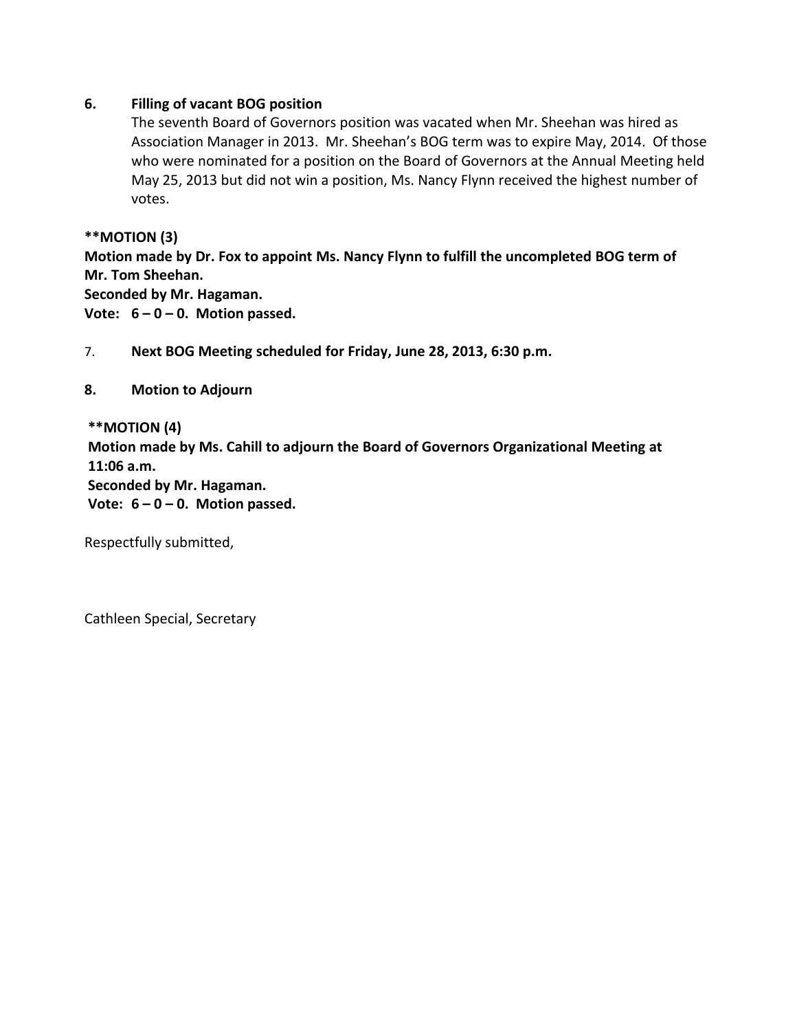**6. Filling of vacant BOG position**

The seventh Board of Governors position was vacated when Mr. Sheehan was hired as Association Manager in 2013. Mr. Sheehan's BOG term was to expire May, 2014. Of those who were nominated for a position on the Board of Governors at the Annual Meeting held May 25, 2013 but did not win a position, Ms. Nancy Flynn received the highest number of votes.

**\*\*MOTION (3)**
**Motion made by Dr. Fox to appoint Ms. Nancy Flynn to fulfill the uncompleted BOG term of Mr. Tom Sheehan.**
**Seconded by Mr. Hagaman.**
**Vote: 6 – 0 – 0. Motion passed.**

7. **Next BOG Meeting scheduled for Friday, June 28, 2013, 6:30 p.m.**

**8. Motion to Adjourn**

**\*\*MOTION (4)**
**Motion made by Ms. Cahill to adjourn the Board of Governors Organizational Meeting at 11:06 a.m.**
**Seconded by Mr. Hagaman.**
**Vote: 6 – 0 – 0. Motion passed.**

Respectfully submitted,

Cathleen Special, Secretary